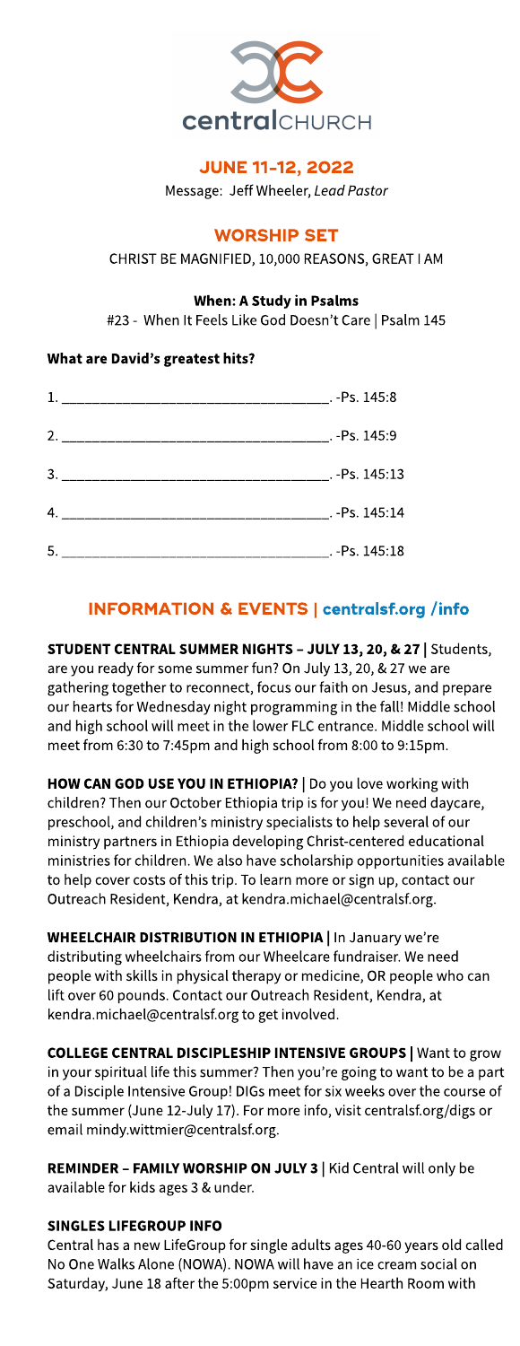centralCHURCH

## JUNE 11-12, 2022

Message: Jeff Wheeler, *Lead Pastor*

## WORSHIP SET

CHRIST BE MAGNIFIED, 10,000 REASONS, GREAT I AM

**When: A Study in Psalms**

#23 - When It Feels Like God Doesn't Care | Psalm 145

**What are David's greatest hits?**

1. ___________________________________. -Ps. 145:8
2. ___________________________________. -Ps. 145:9
3. ___________________________________. -Ps. 145:13
4. ___________________________________. -Ps. 145:14
5. ___________________________________. -Ps. 145:18

## INFORMATION & EVENTS | centralsf.org /info

**STUDENT CENTRAL SUMMER NIGHTS – JULY 13, 20, & 27 |** Students, are you ready for some summer fun? On July 13, 20, & 27 we are gathering together to reconnect, focus our faith on Jesus, and prepare our hearts for Wednesday night programming in the fall! Middle school and high school will meet in the lower FLC entrance. Middle school will meet from 6:30 to 7:45pm and high school from 8:00 to 9:15pm.

**HOW CAN GOD USE YOU IN ETHIOPIA? |** Do you love working with children? Then our October Ethiopia trip is for you! We need daycare, preschool, and children's ministry specialists to help several of our ministry partners in Ethiopia developing Christ-centered educational ministries for children. We also have scholarship opportunities available to help cover costs of this trip. To learn more or sign up, contact our Outreach Resident, Kendra, at kendra.michael@centralsf.org.

**WHEELCHAIR DISTRIBUTION IN ETHIOPIA |** In January we're distributing wheelchairs from our Wheelcare fundraiser. We need people with skills in physical therapy or medicine, OR people who can lift over 60 pounds. Contact our Outreach Resident, Kendra, at kendra.michael@centralsf.org to get involved.

**COLLEGE CENTRAL DISCIPLESHIP INTENSIVE GROUPS |** Want to grow in your spiritual life this summer? Then you're going to want to be a part of a Disciple Intensive Group! DIGs meet for six weeks over the course of the summer (June 12-July 17). For more info, visit centralsf.org/digs or email mindy.wittmier@centralsf.org.

**REMINDER – FAMILY WORSHIP ON JULY 3 |** Kid Central will only be available for kids ages 3 & under.

**SINGLES LIFEGROUP INFO**

Central has a new LifeGroup for single adults ages 40-60 years old called No One Walks Alone (NOWA). NOWA will have an ice cream social on Saturday, June 18 after the 5:00pm service in the Hearth Room with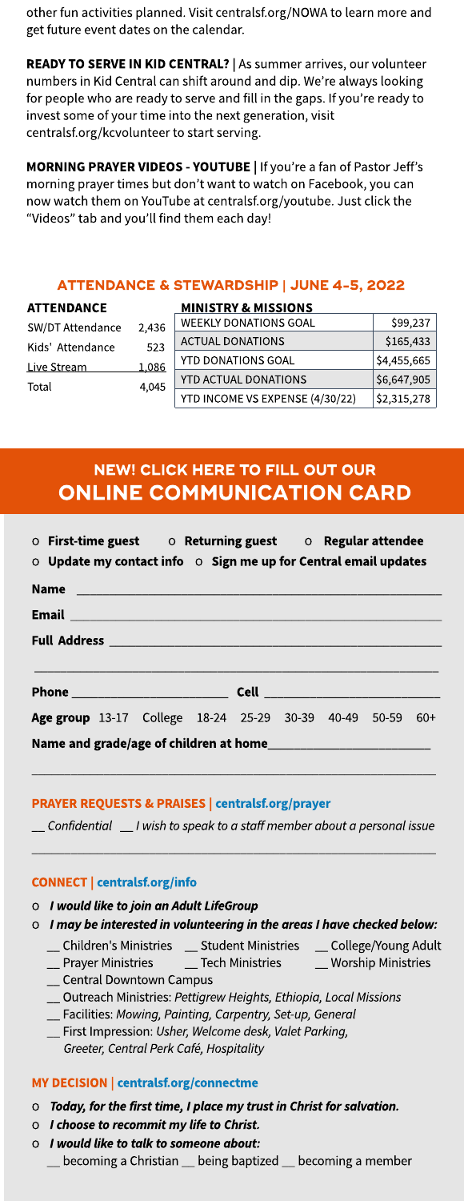other fun activities planned. Visit centralsf.org/NOWA to learn more and get future event dates on the calendar.

**READY TO SERVE IN KID CENTRAL?** | As summer arrives, our volunteer numbers in Kid Central can shift around and dip. We're always looking for people who are ready to serve and fill in the gaps. If you're ready to invest some of your time into the next generation, visit centralsf.org/kcvolunteer to start serving.

**MORNING PRAYER VIDEOS - YOUTUBE** | If you're a fan of Pastor Jeff's morning prayer times but don't want to watch on Facebook, you can now watch them on YouTube at centralsf.org/youtube. Just click the "Videos" tab and you'll find them each day!

## ATTENDANCE & STEWARDSHIP | JUNE 4-5, 2022

**ATTENDANCE**

| | |
|---|---|
| SW/DT Attendance | 2,436 |
| Kids' Attendance | 523 |
| Live Stream | 1,086 |
| Total | 4,045 |

**MINISTRY & MISSIONS**

| | |
|---|---|
| WEEKLY DONATIONS GOAL | $99,237 |
| ACTUAL DONATIONS | $165,433 |
| YTD DONATIONS GOAL | $4,455,665 |
| YTD ACTUAL DONATIONS | $6,647,905 |
| YTD INCOME VS EXPENSE (4/30/22) | $2,315,278 |

## NEW! CLICK HERE TO FILL OUT OUR ONLINE COMMUNICATION CARD

○ **First-time guest** ○ **Returning guest** ○ **Regular attendee**
○ **Update my contact info** ○ **Sign me up for Central email updates**

**Name** ______________________________

**Email** ______________________________

**Full Address** ______________________________

______________________________

**Phone** ______________ **Cell** ______________

**Age group** 13-17 College 18-24 25-29 30-39 40-49 50-59 60+

**Name and grade/age of children at home** ______________

______________________________

### PRAYER REQUESTS & PRAISES | centralsf.org/prayer

__ *Confidential* __ *I wish to speak to a staff member about a personal issue*

______________________________

### CONNECT | centralsf.org/info

○ ***I would like to join an Adult LifeGroup***

○ ***I may be interested in volunteering in the areas I have checked below:***

__ Children's Ministries __ Student Ministries __ College/Young Adult
__ Prayer Ministries __ Tech Ministries __ Worship Ministries
__ Central Downtown Campus
__ Outreach Ministries: *Pettigrew Heights, Ethiopia, Local Missions*
__ Facilities: *Mowing, Painting, Carpentry, Set-up, General*
__ First Impression: *Usher, Welcome desk, Valet Parking, Greeter, Central Perk Café, Hospitality*

### MY DECISION | centralsf.org/connectme

○ ***Today, for the first time, I place my trust in Christ for salvation.***

○ ***I choose to recommit my life to Christ.***

○ ***I would like to talk to someone about:***

__ becoming a Christian __ being baptized __ becoming a member